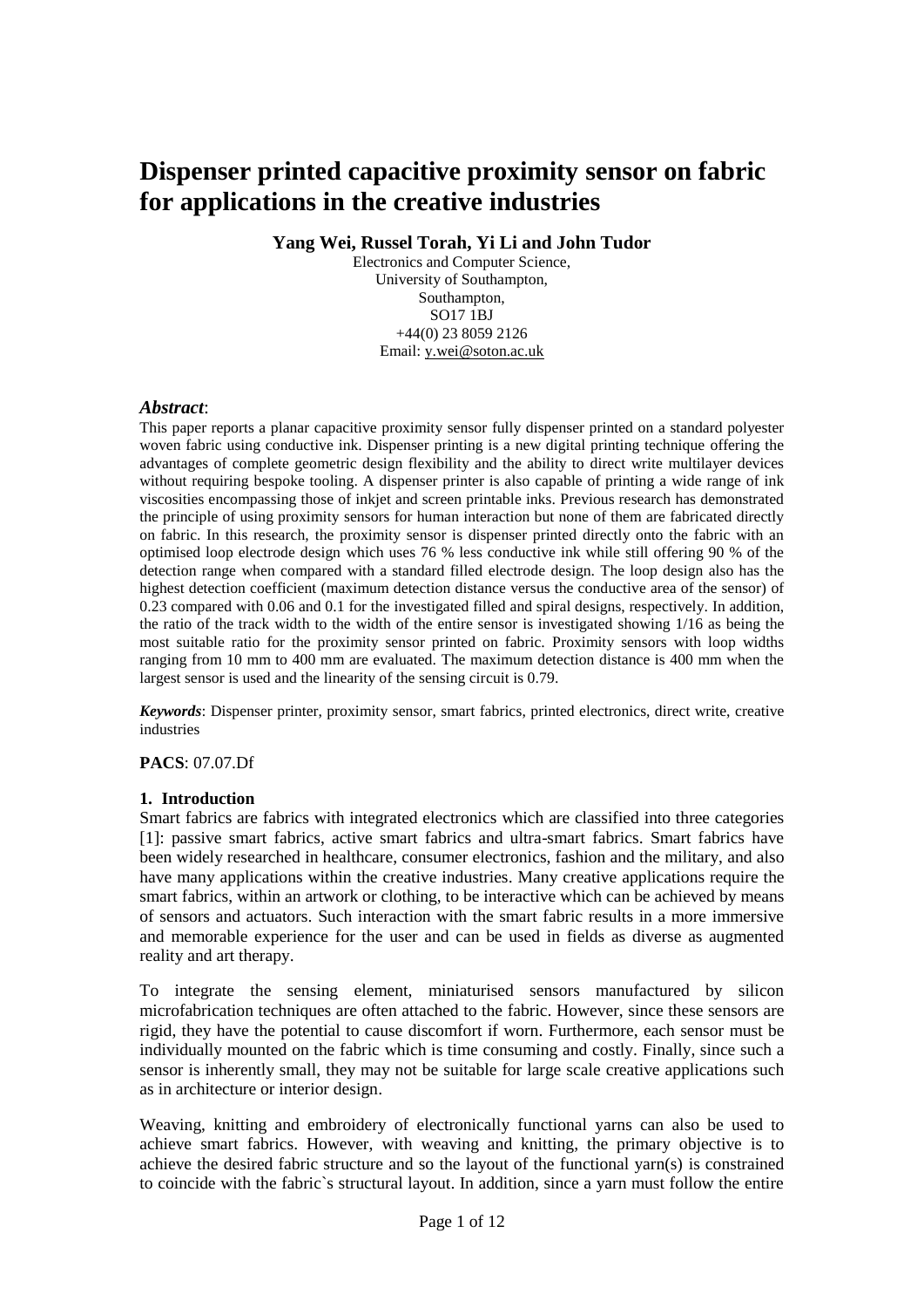# Dispenser printed capacitive proximity sensor on fabric for applications in the creative industries

**Yang Wei, Russel Torah, Yi Li and John Tudor**

Electronics and Computer Science,
University of Southampton,
Southampton,
SO17 1BJ
+44(0) 23 8059 2126
Email: y.wei@soton.ac.uk

### *Abstract*:

This paper reports a planar capacitive proximity sensor fully dispenser printed on a standard polyester woven fabric using conductive ink. Dispenser printing is a new digital printing technique offering the advantages of complete geometric design flexibility and the ability to direct write multilayer devices without requiring bespoke tooling. A dispenser printer is also capable of printing a wide range of ink viscosities encompassing those of inkjet and screen printable inks. Previous research has demonstrated the principle of using proximity sensors for human interaction but none of them are fabricated directly on fabric. In this research, the proximity sensor is dispenser printed directly onto the fabric with an optimised loop electrode design which uses 76 % less conductive ink while still offering 90 % of the detection range when compared with a standard filled electrode design. The loop design also has the highest detection coefficient (maximum detection distance versus the conductive area of the sensor) of 0.23 compared with 0.06 and 0.1 for the investigated filled and spiral designs, respectively. In addition, the ratio of the track width to the width of the entire sensor is investigated showing 1/16 as being the most suitable ratio for the proximity sensor printed on fabric. Proximity sensors with loop widths ranging from 10 mm to 400 mm are evaluated. The maximum detection distance is 400 mm when the largest sensor is used and the linearity of the sensing circuit is 0.79.

***Keywords***: Dispenser printer, proximity sensor, smart fabrics, printed electronics, direct write, creative industries

**PACS**: 07.07.Df

## 1. Introduction

Smart fabrics are fabrics with integrated electronics which are classified into three categories [1]: passive smart fabrics, active smart fabrics and ultra-smart fabrics. Smart fabrics have been widely researched in healthcare, consumer electronics, fashion and the military, and also have many applications within the creative industries. Many creative applications require the smart fabrics, within an artwork or clothing, to be interactive which can be achieved by means of sensors and actuators. Such interaction with the smart fabric results in a more immersive and memorable experience for the user and can be used in fields as diverse as augmented reality and art therapy.

To integrate the sensing element, miniaturised sensors manufactured by silicon microfabrication techniques are often attached to the fabric. However, since these sensors are rigid, they have the potential to cause discomfort if worn. Furthermore, each sensor must be individually mounted on the fabric which is time consuming and costly. Finally, since such a sensor is inherently small, they may not be suitable for large scale creative applications such as in architecture or interior design.

Weaving, knitting and embroidery of electronically functional yarns can also be used to achieve smart fabrics. However, with weaving and knitting, the primary objective is to achieve the desired fabric structure and so the layout of the functional yarn(s) is constrained to coincide with the fabric`s structural layout. In addition, since a yarn must follow the entire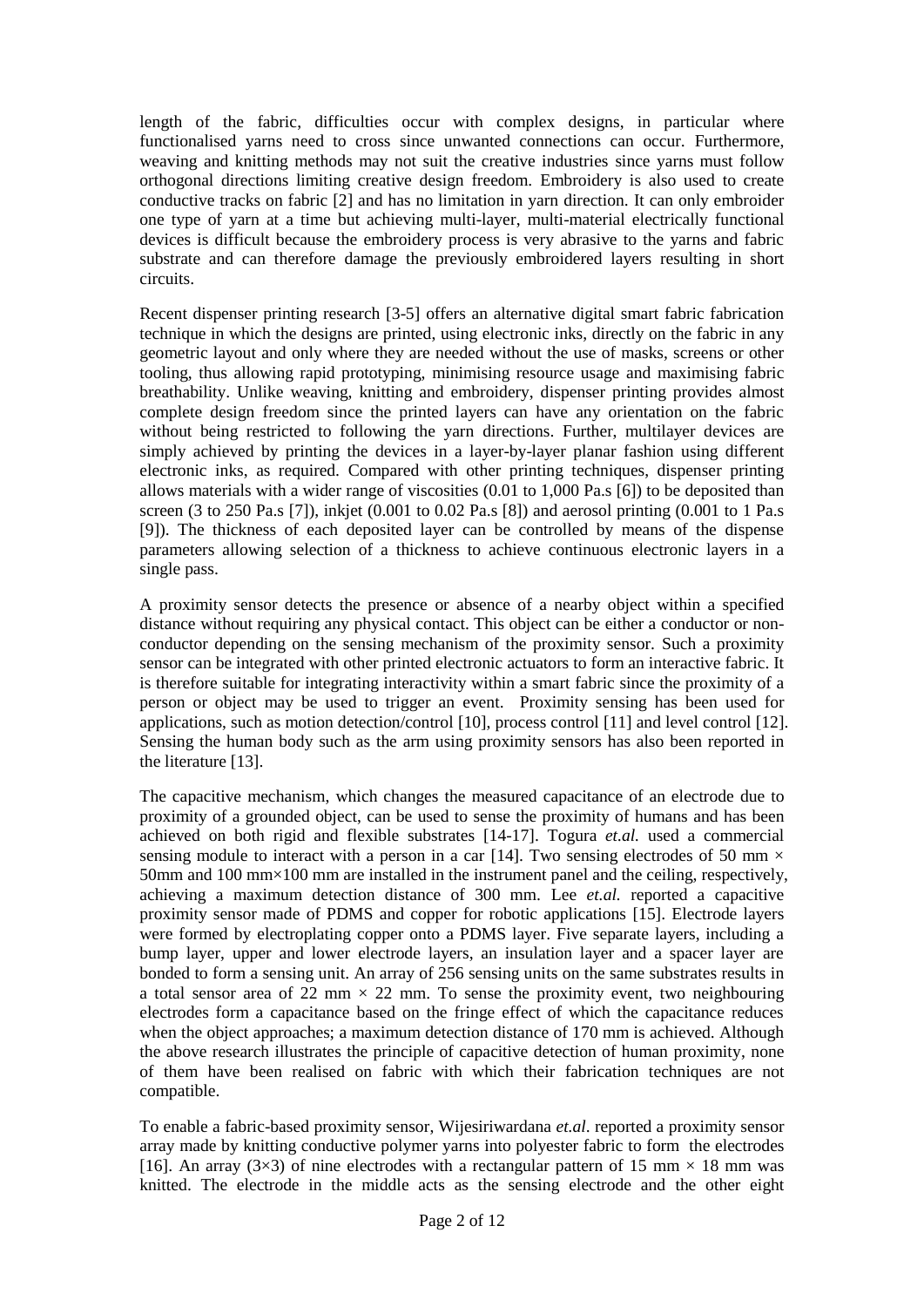length of the fabric, difficulties occur with complex designs, in particular where functionalised yarns need to cross since unwanted connections can occur. Furthermore, weaving and knitting methods may not suit the creative industries since yarns must follow orthogonal directions limiting creative design freedom. Embroidery is also used to create conductive tracks on fabric [2] and has no limitation in yarn direction. It can only embroider one type of yarn at a time but achieving multi-layer, multi-material electrically functional devices is difficult because the embroidery process is very abrasive to the yarns and fabric substrate and can therefore damage the previously embroidered layers resulting in short circuits.

Recent dispenser printing research [3-5] offers an alternative digital smart fabric fabrication technique in which the designs are printed, using electronic inks, directly on the fabric in any geometric layout and only where they are needed without the use of masks, screens or other tooling, thus allowing rapid prototyping, minimising resource usage and maximising fabric breathability. Unlike weaving, knitting and embroidery, dispenser printing provides almost complete design freedom since the printed layers can have any orientation on the fabric without being restricted to following the yarn directions. Further, multilayer devices are simply achieved by printing the devices in a layer-by-layer planar fashion using different electronic inks, as required. Compared with other printing techniques, dispenser printing allows materials with a wider range of viscosities (0.01 to 1,000 Pa.s [6]) to be deposited than screen (3 to 250 Pa.s [7]), inkjet (0.001 to 0.02 Pa.s [8]) and aerosol printing (0.001 to 1 Pa.s [9]). The thickness of each deposited layer can be controlled by means of the dispense parameters allowing selection of a thickness to achieve continuous electronic layers in a single pass.

A proximity sensor detects the presence or absence of a nearby object within a specified distance without requiring any physical contact. This object can be either a conductor or non-conductor depending on the sensing mechanism of the proximity sensor. Such a proximity sensor can be integrated with other printed electronic actuators to form an interactive fabric. It is therefore suitable for integrating interactivity within a smart fabric since the proximity of a person or object may be used to trigger an event. Proximity sensing has been used for applications, such as motion detection/control [10], process control [11] and level control [12]. Sensing the human body such as the arm using proximity sensors has also been reported in the literature [13].

The capacitive mechanism, which changes the measured capacitance of an electrode due to proximity of a grounded object, can be used to sense the proximity of humans and has been achieved on both rigid and flexible substrates [14-17]. Togura *et.al.* used a commercial sensing module to interact with a person in a car [14]. Two sensing electrodes of 50 mm × 50mm and 100 mm×100 mm are installed in the instrument panel and the ceiling, respectively, achieving a maximum detection distance of 300 mm. Lee *et.al.* reported a capacitive proximity sensor made of PDMS and copper for robotic applications [15]. Electrode layers were formed by electroplating copper onto a PDMS layer. Five separate layers, including a bump layer, upper and lower electrode layers, an insulation layer and a spacer layer are bonded to form a sensing unit. An array of 256 sensing units on the same substrates results in a total sensor area of 22 mm × 22 mm. To sense the proximity event, two neighbouring electrodes form a capacitance based on the fringe effect of which the capacitance reduces when the object approaches; a maximum detection distance of 170 mm is achieved. Although the above research illustrates the principle of capacitive detection of human proximity, none of them have been realised on fabric with which their fabrication techniques are not compatible.

To enable a fabric-based proximity sensor, Wijesiriwardana *et.al*. reported a proximity sensor array made by knitting conductive polymer yarns into polyester fabric to form the electrodes [16]. An array (3×3) of nine electrodes with a rectangular pattern of 15 mm × 18 mm was knitted. The electrode in the middle acts as the sensing electrode and the other eight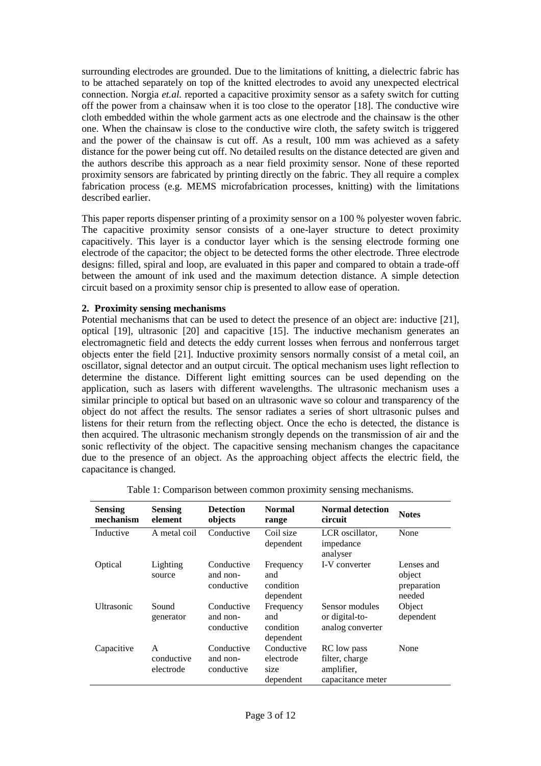surrounding electrodes are grounded. Due to the limitations of knitting, a dielectric fabric has to be attached separately on top of the knitted electrodes to avoid any unexpected electrical connection. Norgia *et.al.* reported a capacitive proximity sensor as a safety switch for cutting off the power from a chainsaw when it is too close to the operator [18]. The conductive wire cloth embedded within the whole garment acts as one electrode and the chainsaw is the other one. When the chainsaw is close to the conductive wire cloth, the safety switch is triggered and the power of the chainsaw is cut off. As a result, 100 mm was achieved as a safety distance for the power being cut off. No detailed results on the distance detected are given and the authors describe this approach as a near field proximity sensor. None of these reported proximity sensors are fabricated by printing directly on the fabric. They all require a complex fabrication process (e.g. MEMS microfabrication processes, knitting) with the limitations described earlier.

This paper reports dispenser printing of a proximity sensor on a 100 % polyester woven fabric. The capacitive proximity sensor consists of a one-layer structure to detect proximity capacitively. This layer is a conductor layer which is the sensing electrode forming one electrode of the capacitor; the object to be detected forms the other electrode. Three electrode designs: filled, spiral and loop, are evaluated in this paper and compared to obtain a trade-off between the amount of ink used and the maximum detection distance. A simple detection circuit based on a proximity sensor chip is presented to allow ease of operation.

## 2. Proximity sensing mechanisms

Potential mechanisms that can be used to detect the presence of an object are: inductive [21], optical [19], ultrasonic [20] and capacitive [15]. The inductive mechanism generates an electromagnetic field and detects the eddy current losses when ferrous and nonferrous target objects enter the field [21]. Inductive proximity sensors normally consist of a metal coil, an oscillator, signal detector and an output circuit. The optical mechanism uses light reflection to determine the distance. Different light emitting sources can be used depending on the application, such as lasers with different wavelengths. The ultrasonic mechanism uses a similar principle to optical but based on an ultrasonic wave so colour and transparency of the object do not affect the results. The sensor radiates a series of short ultrasonic pulses and listens for their return from the reflecting object. Once the echo is detected, the distance is then acquired. The ultrasonic mechanism strongly depends on the transmission of air and the sonic reflectivity of the object. The capacitive sensing mechanism changes the capacitance due to the presence of an object. As the approaching object affects the electric field, the capacitance is changed.

Table 1: Comparison between common proximity sensing mechanisms.

| Sensing mechanism | Sensing element | Detection objects | Normal range | Normal detection circuit | Notes |
|---|---|---|---|---|---|
| Inductive | A metal coil | Conductive | Coil size dependent | LCR oscillator, impedance analyser | None |
| Optical | Lighting source | Conductive and non-conductive | Frequency and condition dependent | I-V converter | Lenses and object preparation needed |
| Ultrasonic | Sound generator | Conductive and non-conductive | Frequency and condition dependent | Sensor modules or digital-to-analog converter | Object dependent |
| Capacitive | A conductive electrode | Conductive and non-conductive | Conductive electrode size dependent | RC low pass filter, charge amplifier, capacitance meter | None |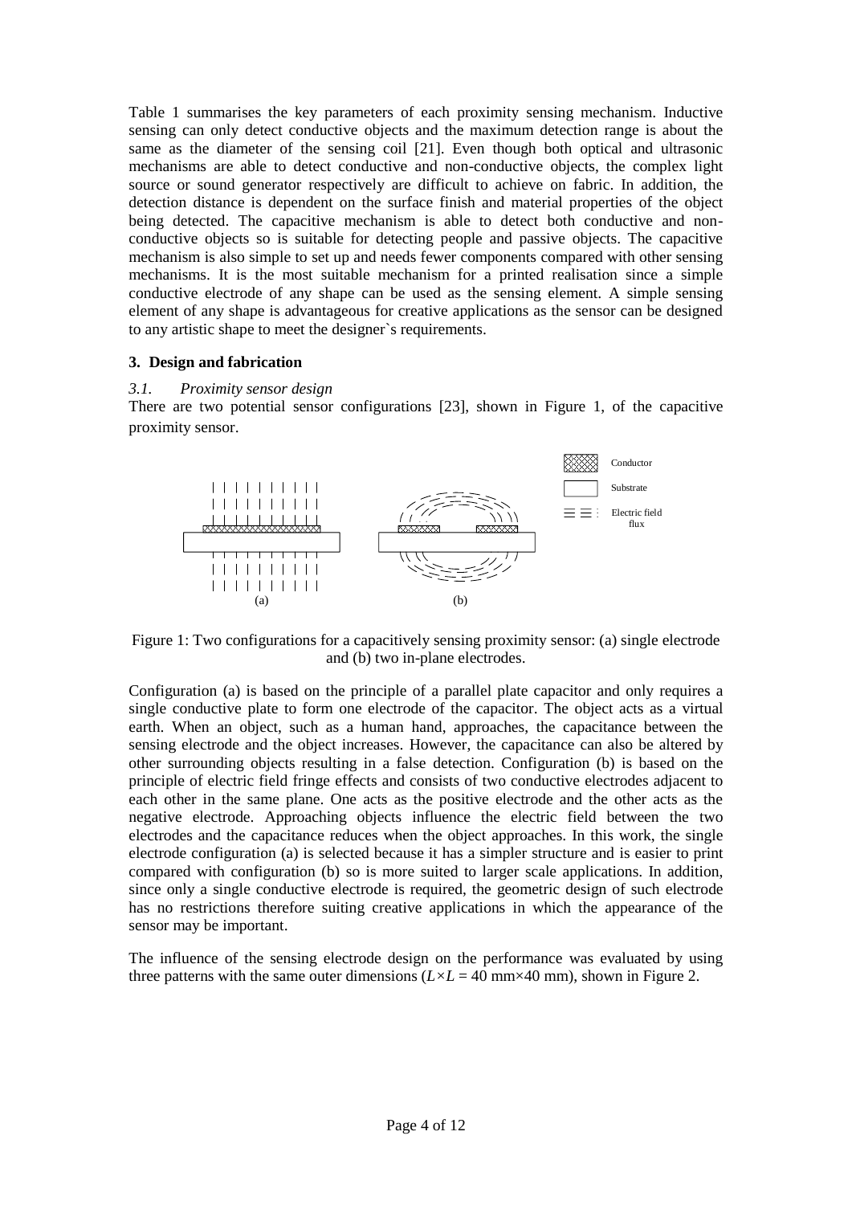Table 1 summarises the key parameters of each proximity sensing mechanism. Inductive sensing can only detect conductive objects and the maximum detection range is about the same as the diameter of the sensing coil [21]. Even though both optical and ultrasonic mechanisms are able to detect conductive and non-conductive objects, the complex light source or sound generator respectively are difficult to achieve on fabric. In addition, the detection distance is dependent on the surface finish and material properties of the object being detected. The capacitive mechanism is able to detect both conductive and non-conductive objects so is suitable for detecting people and passive objects. The capacitive mechanism is also simple to set up and needs fewer components compared with other sensing mechanisms. It is the most suitable mechanism for a printed realisation since a simple conductive electrode of any shape can be used as the sensing element. A simple sensing element of any shape is advantageous for creative applications as the sensor can be designed to any artistic shape to meet the designer`s requirements.

## 3. Design and fabrication

### *3.1. Proximity sensor design*

There are two potential sensor configurations [23], shown in Figure 1, of the capacitive proximity sensor.

Conductor

Substrate

Electric field flux

(a)

(b)

Figure 1: Two configurations for a capacitively sensing proximity sensor: (a) single electrode and (b) two in-plane electrodes.

Configuration (a) is based on the principle of a parallel plate capacitor and only requires a single conductive plate to form one electrode of the capacitor. The object acts as a virtual earth. When an object, such as a human hand, approaches, the capacitance between the sensing electrode and the object increases. However, the capacitance can also be altered by other surrounding objects resulting in a false detection. Configuration (b) is based on the principle of electric field fringe effects and consists of two conductive electrodes adjacent to each other in the same plane. One acts as the positive electrode and the other acts as the negative electrode. Approaching objects influence the electric field between the two electrodes and the capacitance reduces when the object approaches. In this work, the single electrode configuration (a) is selected because it has a simpler structure and is easier to print compared with configuration (b) so is more suited to larger scale applications. In addition, since only a single conductive electrode is required, the geometric design of such electrode has no restrictions therefore suiting creative applications in which the appearance of the sensor may be important.

The influence of the sensing electrode design on the performance was evaluated by using three patterns with the same outer dimensions ($L \times L$ = 40 mm×40 mm), shown in Figure 2.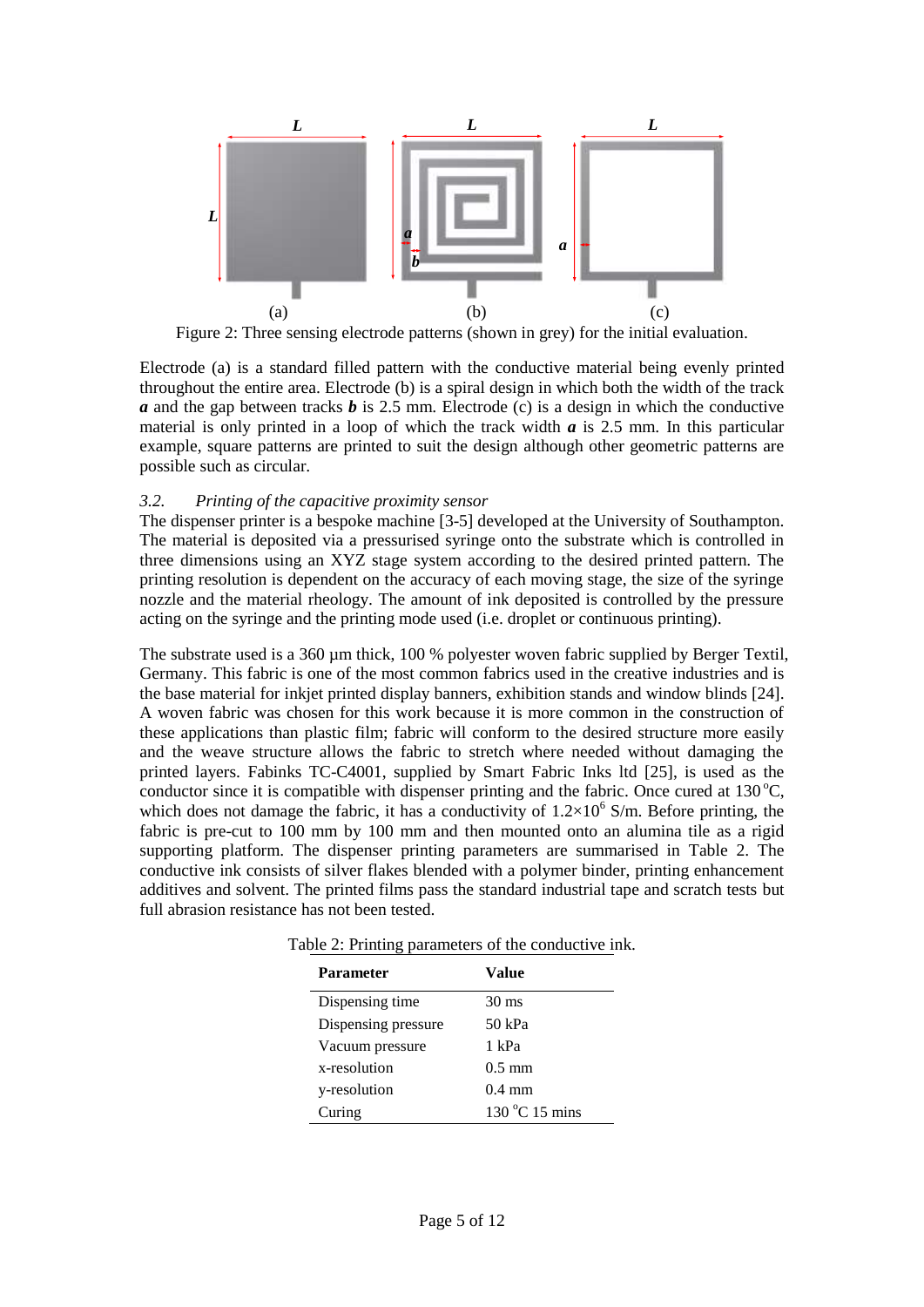Figure 2: Three sensing electrode patterns (shown in grey) for the initial evaluation.

Electrode (a) is a standard filled pattern with the conductive material being evenly printed throughout the entire area. Electrode (b) is a spiral design in which both the width of the track ***a*** and the gap between tracks ***b*** is 2.5 mm. Electrode (c) is a design in which the conductive material is only printed in a loop of which the track width ***a*** is 2.5 mm. In this particular example, square patterns are printed to suit the design although other geometric patterns are possible such as circular.

### *3.2. Printing of the capacitive proximity sensor*

The dispenser printer is a bespoke machine [3-5] developed at the University of Southampton. The material is deposited via a pressurised syringe onto the substrate which is controlled in three dimensions using an XYZ stage system according to the desired printed pattern. The printing resolution is dependent on the accuracy of each moving stage, the size of the syringe nozzle and the material rheology. The amount of ink deposited is controlled by the pressure acting on the syringe and the printing mode used (i.e. droplet or continuous printing).

The substrate used is a 360 µm thick, 100 % polyester woven fabric supplied by Berger Textil, Germany. This fabric is one of the most common fabrics used in the creative industries and is the base material for inkjet printed display banners, exhibition stands and window blinds [24]. A woven fabric was chosen for this work because it is more common in the construction of these applications than plastic film; fabric will conform to the desired structure more easily and the weave structure allows the fabric to stretch where needed without damaging the printed layers. Fabinks TC-C4001, supplied by Smart Fabric Inks ltd [25], is used as the conductor since it is compatible with dispenser printing and the fabric. Once cured at 130 °C, which does not damage the fabric, it has a conductivity of $1.2\times10^6$ S/m. Before printing, the fabric is pre-cut to 100 mm by 100 mm and then mounted onto an alumina tile as a rigid supporting platform. The dispenser printing parameters are summarised in Table 2. The conductive ink consists of silver flakes blended with a polymer binder, printing enhancement additives and solvent. The printed films pass the standard industrial tape and scratch tests but full abrasion resistance has not been tested.

Table 2: Printing parameters of the conductive ink.

| Parameter | Value |
|---|---|
| Dispensing time | 30 ms |
| Dispensing pressure | 50 kPa |
| Vacuum pressure | 1 kPa |
| x-resolution | 0.5 mm |
| y-resolution | 0.4 mm |
| Curing | 130 °C 15 mins |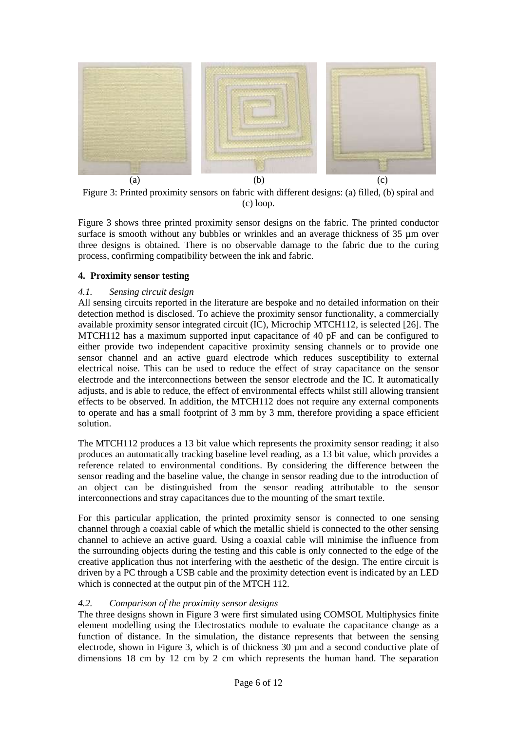(a) (b) (c)

Figure 3: Printed proximity sensors on fabric with different designs: (a) filled, (b) spiral and (c) loop.

Figure 3 shows three printed proximity sensor designs on the fabric. The printed conductor surface is smooth without any bubbles or wrinkles and an average thickness of 35 µm over three designs is obtained. There is no observable damage to the fabric due to the curing process, confirming compatibility between the ink and fabric.

## 4. Proximity sensor testing

### *4.1. Sensing circuit design*

All sensing circuits reported in the literature are bespoke and no detailed information on their detection method is disclosed. To achieve the proximity sensor functionality, a commercially available proximity sensor integrated circuit (IC), Microchip MTCH112, is selected [26]. The MTCH112 has a maximum supported input capacitance of 40 pF and can be configured to either provide two independent capacitive proximity sensing channels or to provide one sensor channel and an active guard electrode which reduces susceptibility to external electrical noise. This can be used to reduce the effect of stray capacitance on the sensor electrode and the interconnections between the sensor electrode and the IC. It automatically adjusts, and is able to reduce, the effect of environmental effects whilst still allowing transient effects to be observed. In addition, the MTCH112 does not require any external components to operate and has a small footprint of 3 mm by 3 mm, therefore providing a space efficient solution.

The MTCH112 produces a 13 bit value which represents the proximity sensor reading; it also produces an automatically tracking baseline level reading, as a 13 bit value, which provides a reference related to environmental conditions. By considering the difference between the sensor reading and the baseline value, the change in sensor reading due to the introduction of an object can be distinguished from the sensor reading attributable to the sensor interconnections and stray capacitances due to the mounting of the smart textile.

For this particular application, the printed proximity sensor is connected to one sensing channel through a coaxial cable of which the metallic shield is connected to the other sensing channel to achieve an active guard. Using a coaxial cable will minimise the influence from the surrounding objects during the testing and this cable is only connected to the edge of the creative application thus not interfering with the aesthetic of the design. The entire circuit is driven by a PC through a USB cable and the proximity detection event is indicated by an LED which is connected at the output pin of the MTCH 112.

### *4.2. Comparison of the proximity sensor designs*

The three designs shown in Figure 3 were first simulated using COMSOL Multiphysics finite element modelling using the Electrostatics module to evaluate the capacitance change as a function of distance. In the simulation, the distance represents that between the sensing electrode, shown in Figure 3, which is of thickness 30 µm and a second conductive plate of dimensions 18 cm by 12 cm by 2 cm which represents the human hand. The separation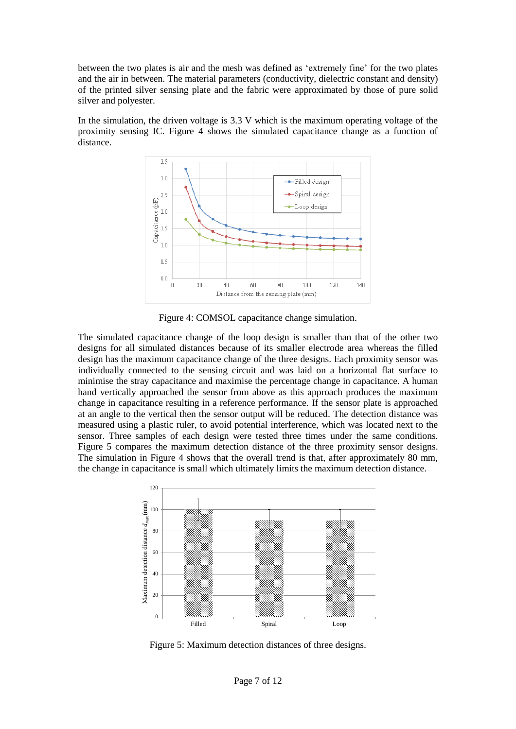between the two plates is air and the mesh was defined as 'extremely fine' for the two plates and the air in between. The material parameters (conductivity, dielectric constant and density) of the printed silver sensing plate and the fabric were approximated by those of pure solid silver and polyester.

In the simulation, the driven voltage is 3.3 V which is the maximum operating voltage of the proximity sensing IC. Figure 4 shows the simulated capacitance change as a function of distance.

Figure 4: COMSOL capacitance change simulation.

The simulated capacitance change of the loop design is smaller than that of the other two designs for all simulated distances because of its smaller electrode area whereas the filled design has the maximum capacitance change of the three designs. Each proximity sensor was individually connected to the sensing circuit and was laid on a horizontal flat surface to minimise the stray capacitance and maximise the percentage change in capacitance. A human hand vertically approached the sensor from above as this approach produces the maximum change in capacitance resulting in a reference performance. If the sensor plate is approached at an angle to the vertical then the sensor output will be reduced. The detection distance was measured using a plastic ruler, to avoid potential interference, which was located next to the sensor. Three samples of each design were tested three times under the same conditions. Figure 5 compares the maximum detection distance of the three proximity sensor designs. The simulation in Figure 4 shows that the overall trend is that, after approximately 80 mm, the change in capacitance is small which ultimately limits the maximum detection distance.

Figure 5: Maximum detection distances of three designs.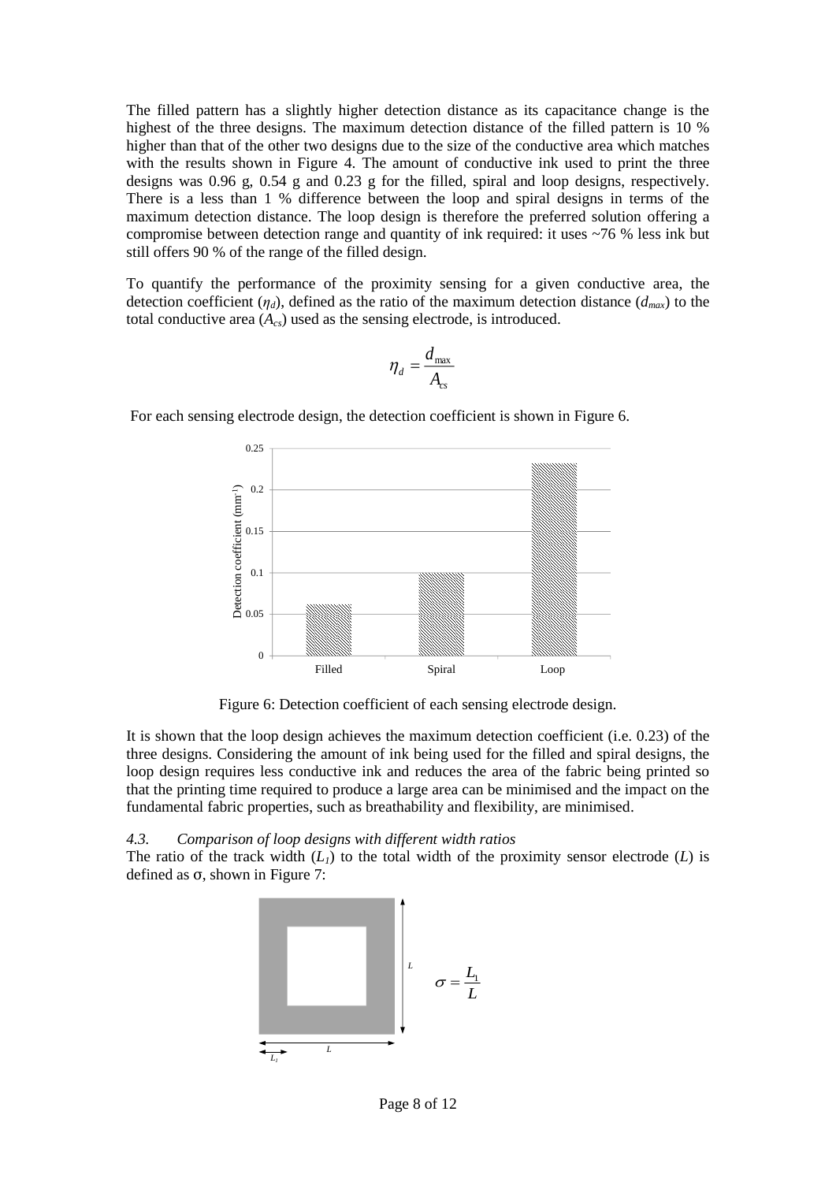The filled pattern has a slightly higher detection distance as its capacitance change is the highest of the three designs. The maximum detection distance of the filled pattern is 10 % higher than that of the other two designs due to the size of the conductive area which matches with the results shown in Figure 4. The amount of conductive ink used to print the three designs was 0.96 g, 0.54 g and 0.23 g for the filled, spiral and loop designs, respectively. There is a less than 1 % difference between the loop and spiral designs in terms of the maximum detection distance. The loop design is therefore the preferred solution offering a compromise between detection range and quantity of ink required: it uses ~76 % less ink but still offers 90 % of the range of the filled design.

To quantify the performance of the proximity sensing for a given conductive area, the detection coefficient ($\eta_d$), defined as the ratio of the maximum detection distance ($d_{max}$) to the total conductive area ($A_{cs}$) used as the sensing electrode, is introduced.

$$\eta_d = \frac{d_{\max}}{A_{cs}}$$

For each sensing electrode design, the detection coefficient is shown in Figure 6.

Figure 6: Detection coefficient of each sensing electrode design.

It is shown that the loop design achieves the maximum detection coefficient (i.e. 0.23) of the three designs. Considering the amount of ink being used for the filled and spiral designs, the loop design requires less conductive ink and reduces the area of the fabric being printed so that the printing time required to produce a large area can be minimised and the impact on the fundamental fabric properties, such as breathability and flexibility, are minimised.

### *4.3. Comparison of loop designs with different width ratios*

The ratio of the track width ($L_1$) to the total width of the proximity sensor electrode ($L$) is defined as σ, shown in Figure 7:

$$\sigma = \frac{L_1}{L}$$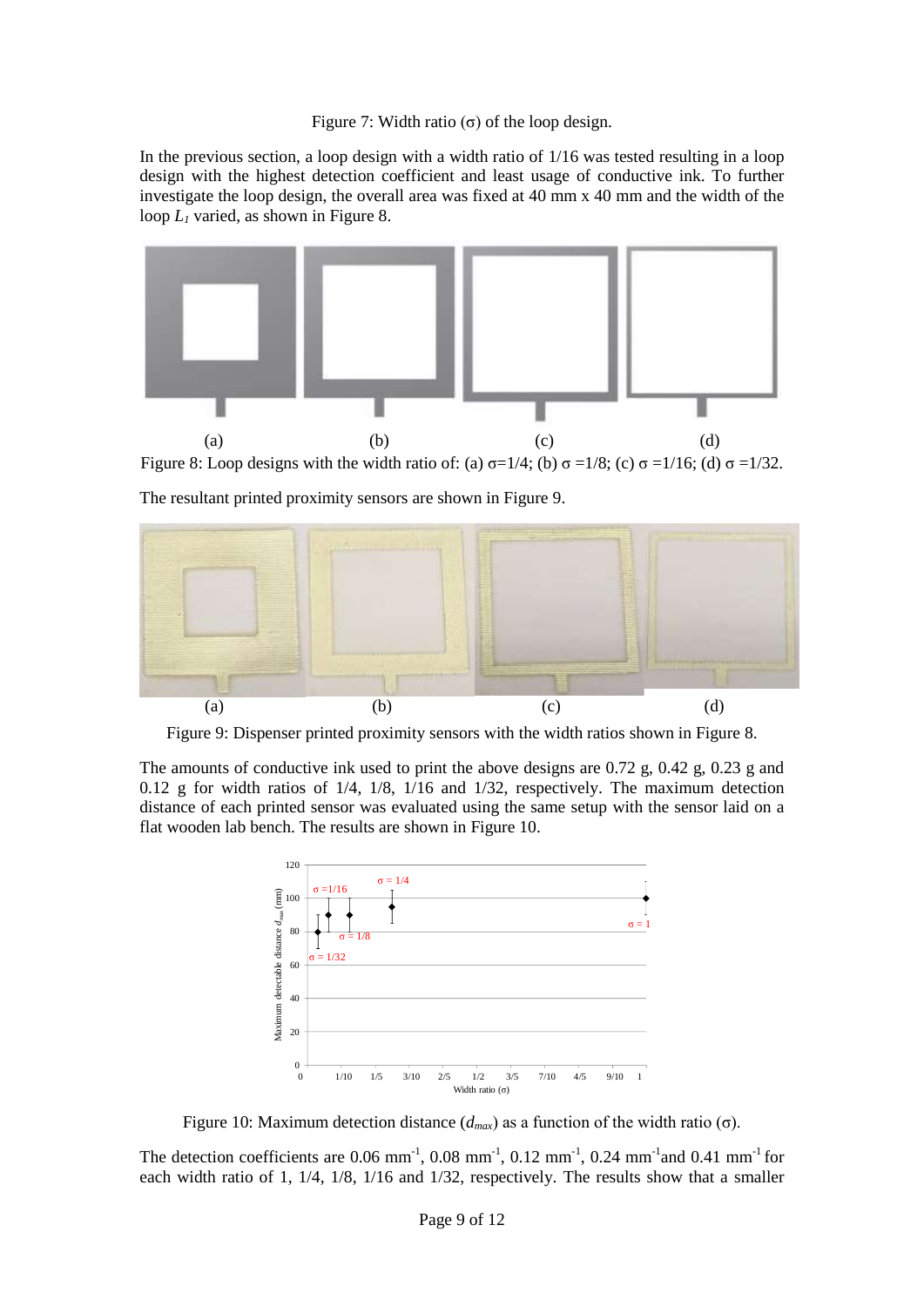Figure 7: Width ratio (σ) of the loop design.

In the previous section, a loop design with a width ratio of 1/16 was tested resulting in a loop design with the highest detection coefficient and least usage of conductive ink. To further investigate the loop design, the overall area was fixed at 40 mm x 40 mm and the width of the loop $L_1$ varied, as shown in Figure 8.

(a) (b) (c) (d)

Figure 8: Loop designs with the width ratio of: (a) σ=1/4; (b) σ =1/8; (c) σ =1/16; (d) σ =1/32.

The resultant printed proximity sensors are shown in Figure 9.

(a) (b) (c) (d)

Figure 9: Dispenser printed proximity sensors with the width ratios shown in Figure 8.

The amounts of conductive ink used to print the above designs are 0.72 g, 0.42 g, 0.23 g and 0.12 g for width ratios of 1/4, 1/8, 1/16 and 1/32, respectively. The maximum detection distance of each printed sensor was evaluated using the same setup with the sensor laid on a flat wooden lab bench. The results are shown in Figure 10.

Figure 10: Maximum detection distance ($d_{max}$) as a function of the width ratio (σ).

The detection coefficients are 0.06 mm$^{-1}$, 0.08 mm$^{-1}$, 0.12 mm$^{-1}$, 0.24 mm$^{-1}$and 0.41 mm$^{-1}$ for each width ratio of 1, 1/4, 1/8, 1/16 and 1/32, respectively. The results show that a smaller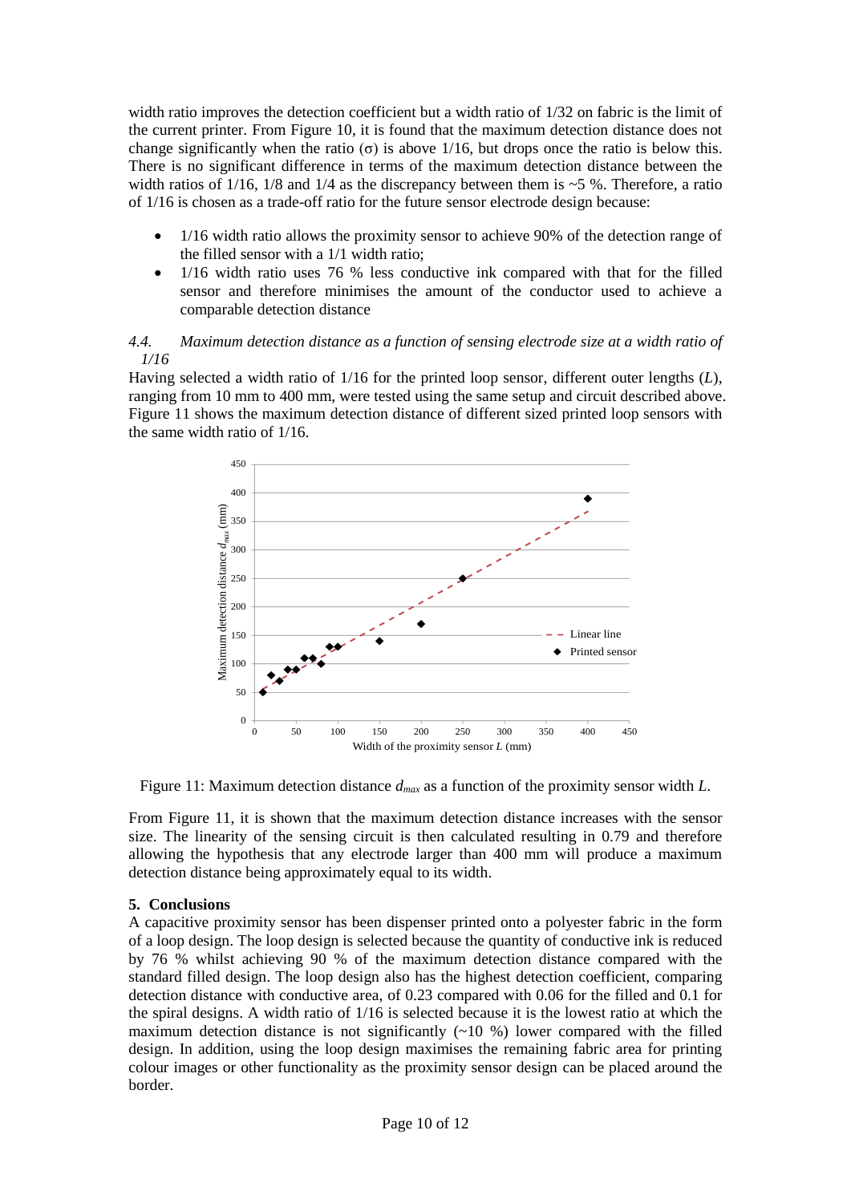width ratio improves the detection coefficient but a width ratio of 1/32 on fabric is the limit of the current printer. From Figure 10, it is found that the maximum detection distance does not change significantly when the ratio (σ) is above 1/16, but drops once the ratio is below this. There is no significant difference in terms of the maximum detection distance between the width ratios of 1/16, 1/8 and 1/4 as the discrepancy between them is ~5 %. Therefore, a ratio of 1/16 is chosen as a trade-off ratio for the future sensor electrode design because:

- 1/16 width ratio allows the proximity sensor to achieve 90% of the detection range of the filled sensor with a 1/1 width ratio;
- 1/16 width ratio uses 76 % less conductive ink compared with that for the filled sensor and therefore minimises the amount of the conductor used to achieve a comparable detection distance

### *4.4. Maximum detection distance as a function of sensing electrode size at a width ratio of 1/16*

Having selected a width ratio of 1/16 for the printed loop sensor, different outer lengths ($L$), ranging from 10 mm to 400 mm, were tested using the same setup and circuit described above. Figure 11 shows the maximum detection distance of different sized printed loop sensors with the same width ratio of 1/16.

Figure 11: Maximum detection distance $d_{max}$ as a function of the proximity sensor width $L$.

From Figure 11, it is shown that the maximum detection distance increases with the sensor size. The linearity of the sensing circuit is then calculated resulting in 0.79 and therefore allowing the hypothesis that any electrode larger than 400 mm will produce a maximum detection distance being approximately equal to its width.

## 5. Conclusions

A capacitive proximity sensor has been dispenser printed onto a polyester fabric in the form of a loop design. The loop design is selected because the quantity of conductive ink is reduced by 76 % whilst achieving 90 % of the maximum detection distance compared with the standard filled design. The loop design also has the highest detection coefficient, comparing detection distance with conductive area, of 0.23 compared with 0.06 for the filled and 0.1 for the spiral designs. A width ratio of 1/16 is selected because it is the lowest ratio at which the maximum detection distance is not significantly (~10 %) lower compared with the filled design. In addition, using the loop design maximises the remaining fabric area for printing colour images or other functionality as the proximity sensor design can be placed around the border.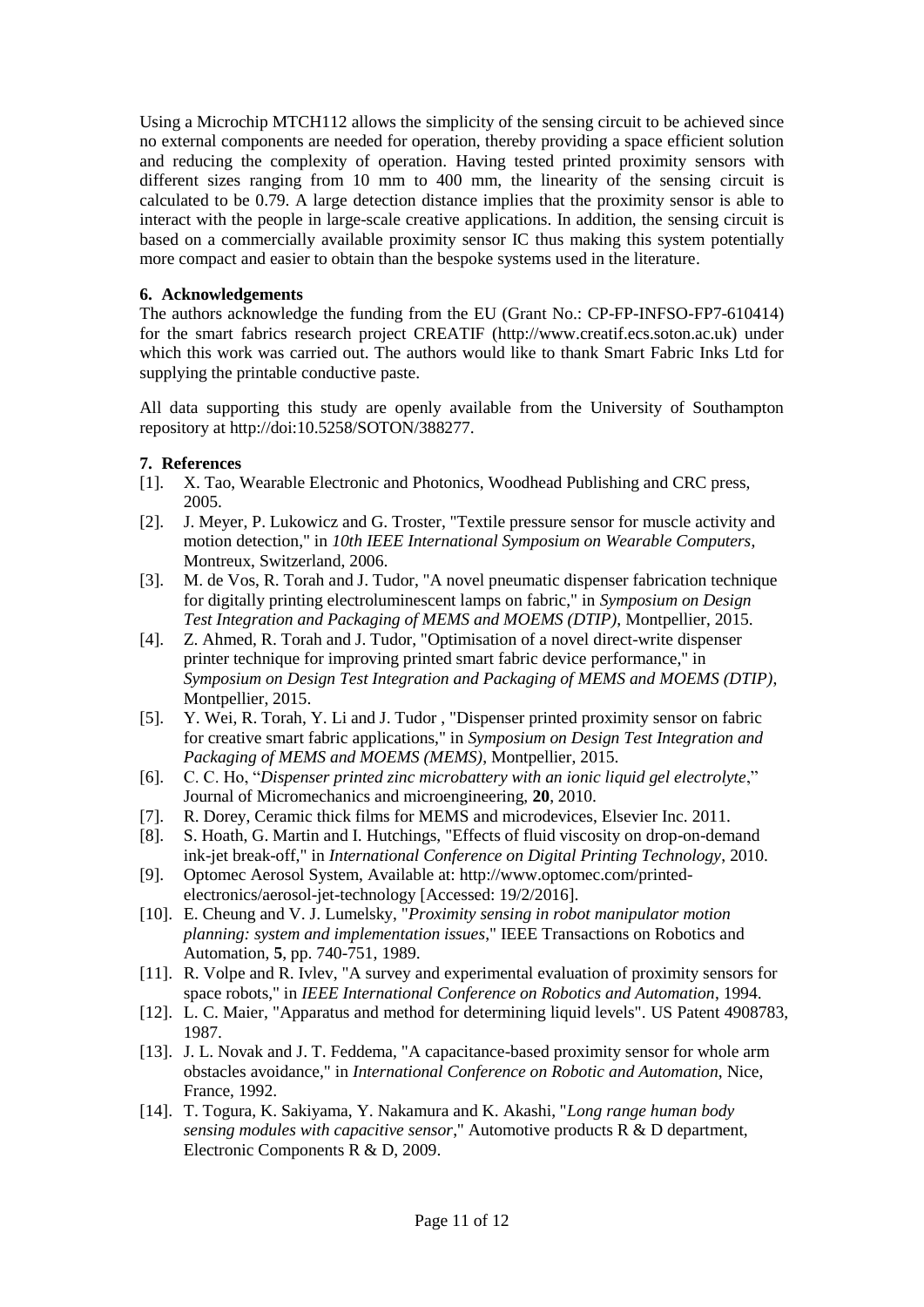Using a Microchip MTCH112 allows the simplicity of the sensing circuit to be achieved since no external components are needed for operation, thereby providing a space efficient solution and reducing the complexity of operation. Having tested printed proximity sensors with different sizes ranging from 10 mm to 400 mm, the linearity of the sensing circuit is calculated to be 0.79. A large detection distance implies that the proximity sensor is able to interact with the people in large-scale creative applications. In addition, the sensing circuit is based on a commercially available proximity sensor IC thus making this system potentially more compact and easier to obtain than the bespoke systems used in the literature.

## 6. Acknowledgements

The authors acknowledge the funding from the EU (Grant No.: CP-FP-INFSO-FP7-610414) for the smart fabrics research project CREATIF (http://www.creatif.ecs.soton.ac.uk) under which this work was carried out. The authors would like to thank Smart Fabric Inks Ltd for supplying the printable conductive paste.

All data supporting this study are openly available from the University of Southampton repository at http://doi:10.5258/SOTON/388277.

## 7. References

[1]. X. Tao, Wearable Electronic and Photonics, Woodhead Publishing and CRC press, 2005.

[2]. J. Meyer, P. Lukowicz and G. Troster, "Textile pressure sensor for muscle activity and motion detection," in *10th IEEE International Symposium on Wearable Computers*, Montreux, Switzerland, 2006.

[3]. M. de Vos, R. Torah and J. Tudor, "A novel pneumatic dispenser fabrication technique for digitally printing electroluminescent lamps on fabric," in *Symposium on Design Test Integration and Packaging of MEMS and MOEMS (DTIP)*, Montpellier, 2015.

[4]. Z. Ahmed, R. Torah and J. Tudor, "Optimisation of a novel direct-write dispenser printer technique for improving printed smart fabric device performance," in *Symposium on Design Test Integration and Packaging of MEMS and MOEMS (DTIP)*, Montpellier, 2015.

[5]. Y. Wei, R. Torah, Y. Li and J. Tudor , "Dispenser printed proximity sensor on fabric for creative smart fabric applications," in *Symposium on Design Test Integration and Packaging of MEMS and MOEMS (MEMS)*, Montpellier, 2015.

[6]. C. C. Ho, "*Dispenser printed zinc microbattery with an ionic liquid gel electrolyte*," Journal of Micromechanics and microengineering, **20**, 2010.

[7]. R. Dorey, Ceramic thick films for MEMS and microdevices, Elsevier Inc. 2011.

[8]. S. Hoath, G. Martin and I. Hutchings, "Effects of fluid viscosity on drop-on-demand ink-jet break-off," in *International Conference on Digital Printing Technology*, 2010.

[9]. Optomec Aerosol System, Available at: http://www.optomec.com/printed-electronics/aerosol-jet-technology [Accessed: 19/2/2016].

[10]. E. Cheung and V. J. Lumelsky, "*Proximity sensing in robot manipulator motion planning: system and implementation issues*," IEEE Transactions on Robotics and Automation, **5**, pp. 740-751, 1989.

[11]. R. Volpe and R. Ivlev, "A survey and experimental evaluation of proximity sensors for space robots," in *IEEE International Conference on Robotics and Automation*, 1994.

[12]. L. C. Maier, "Apparatus and method for determining liquid levels". US Patent 4908783, 1987.

[13]. J. L. Novak and J. T. Feddema, "A capacitance-based proximity sensor for whole arm obstacles avoidance," in *International Conference on Robotic and Automation*, Nice, France, 1992.

[14]. T. Togura, K. Sakiyama, Y. Nakamura and K. Akashi, "*Long range human body sensing modules with capacitive sensor*," Automotive products R & D department, Electronic Components R & D, 2009.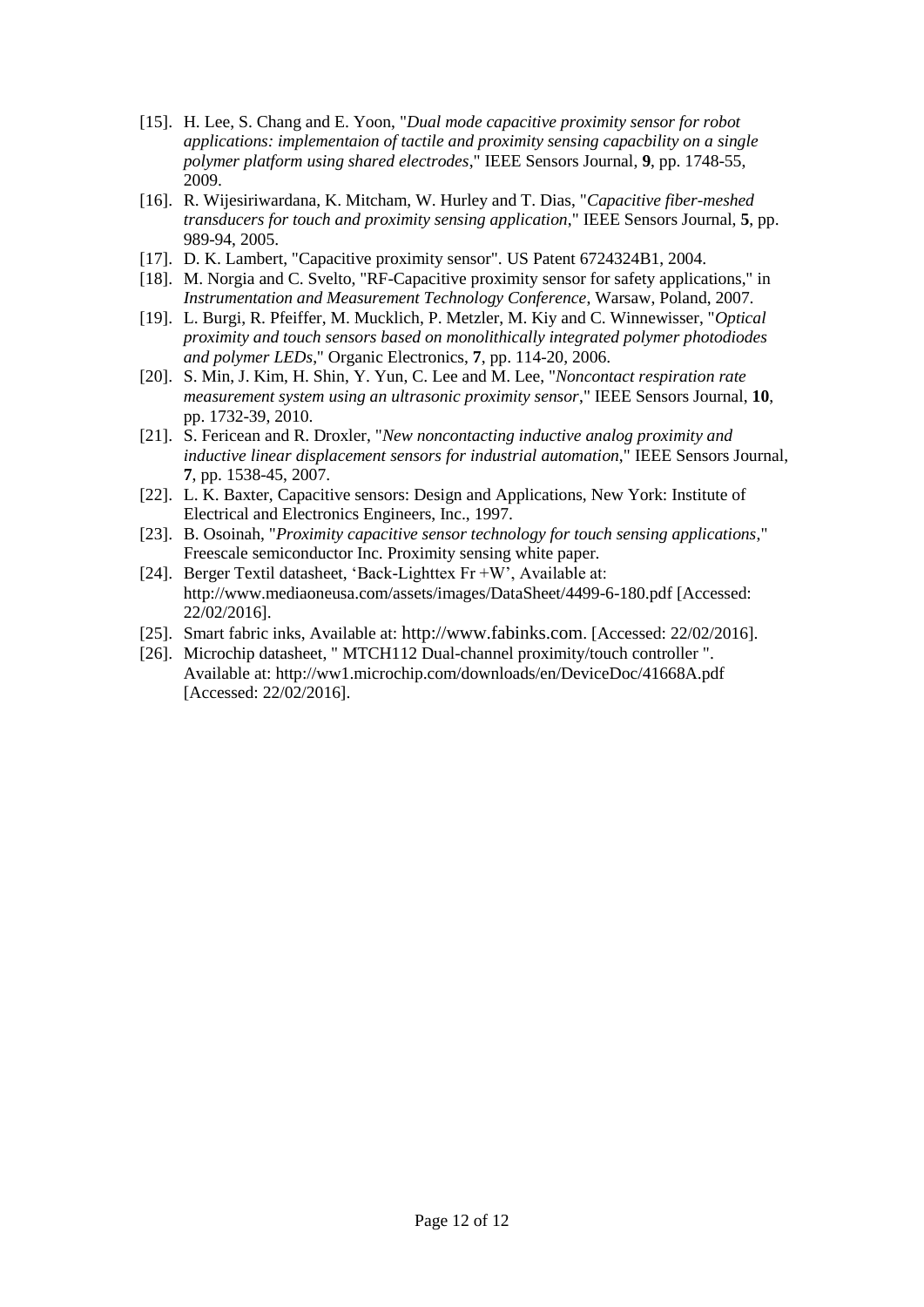[15]. H. Lee, S. Chang and E. Yoon, "*Dual mode capacitive proximity sensor for robot applications: implementaion of tactile and proximity sensing capacbility on a single polymer platform using shared electrodes*," IEEE Sensors Journal, **9**, pp. 1748-55, 2009.

[16]. R. Wijesiriwardana, K. Mitcham, W. Hurley and T. Dias, "*Capacitive fiber-meshed transducers for touch and proximity sensing application*," IEEE Sensors Journal, **5**, pp. 989-94, 2005.

[17]. D. K. Lambert, "Capacitive proximity sensor". US Patent 6724324B1, 2004.

[18]. M. Norgia and C. Svelto, "RF-Capacitive proximity sensor for safety applications," in *Instrumentation and Measurement Technology Conference*, Warsaw, Poland, 2007.

[19]. L. Burgi, R. Pfeiffer, M. Mucklich, P. Metzler, M. Kiy and C. Winnewisser, "*Optical proximity and touch sensors based on monolithically integrated polymer photodiodes and polymer LEDs*," Organic Electronics, **7**, pp. 114-20, 2006.

[20]. S. Min, J. Kim, H. Shin, Y. Yun, C. Lee and M. Lee, "*Noncontact respiration rate measurement system using an ultrasonic proximity sensor*," IEEE Sensors Journal, **10**, pp. 1732-39, 2010.

[21]. S. Fericean and R. Droxler, "*New noncontacting inductive analog proximity and inductive linear displacement sensors for industrial automation*," IEEE Sensors Journal, **7**, pp. 1538-45, 2007.

[22]. L. K. Baxter, Capacitive sensors: Design and Applications, New York: Institute of Electrical and Electronics Engineers, Inc., 1997.

[23]. B. Osoinah, "*Proximity capacitive sensor technology for touch sensing applications*," Freescale semiconductor Inc. Proximity sensing white paper.

[24]. Berger Textil datasheet, 'Back-Lighttex Fr +W', Available at: http://www.mediaoneusa.com/assets/images/DataSheet/4499-6-180.pdf [Accessed: 22/02/2016].

[25]. Smart fabric inks, Available at: http://www.fabinks.com. [Accessed: 22/02/2016].

[26]. Microchip datasheet, " MTCH112 Dual-channel proximity/touch controller ". Available at: http://ww1.microchip.com/downloads/en/DeviceDoc/41668A.pdf [Accessed: 22/02/2016].